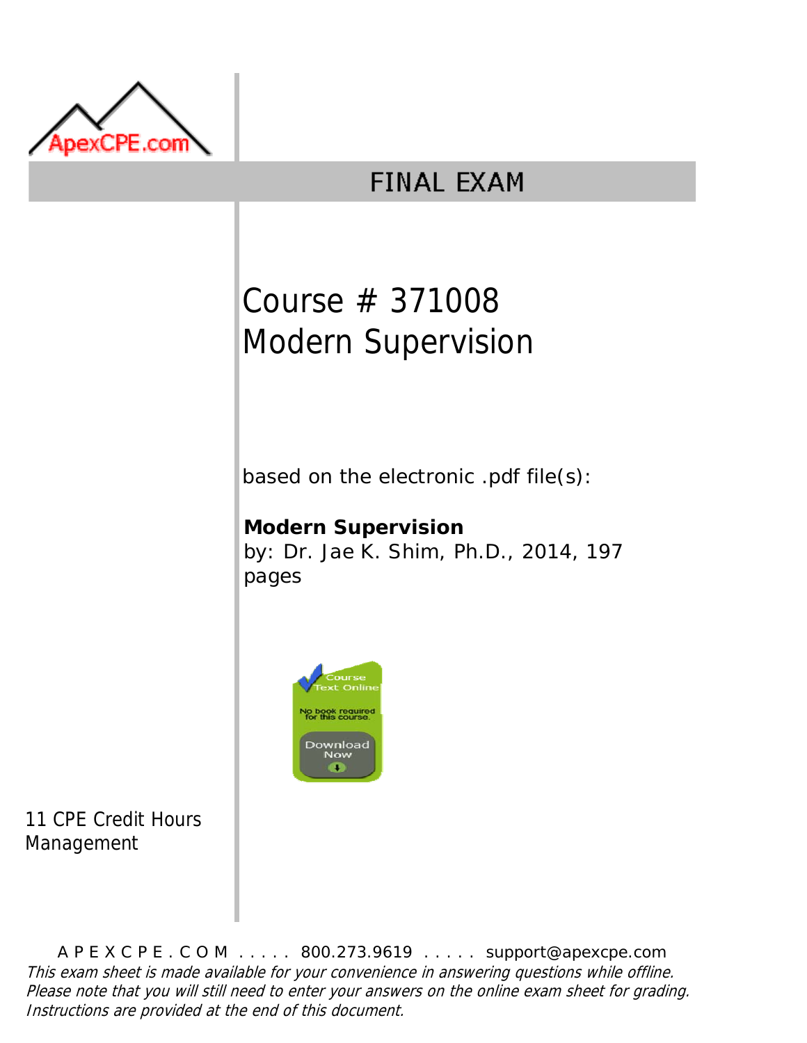ApexCPE.com

# FINAL EXAM

## Course # 371008
## Modern Supervision

based on the electronic .pdf file(s):

**Modern Supervision**
by: Dr. Jae K. Shim, Ph.D., 2014, 197 pages

Course Text Online

No book required for this course.

Download Now

11 CPE Credit Hours
Management

A P E X C P E . C O M ..... 800.273.9619 ..... support@apexcpe.com

*This exam sheet is made available for your convenience in answering questions while offline. Please note that you will still need to enter your answers on the online exam sheet for grading. Instructions are provided at the end of this document.*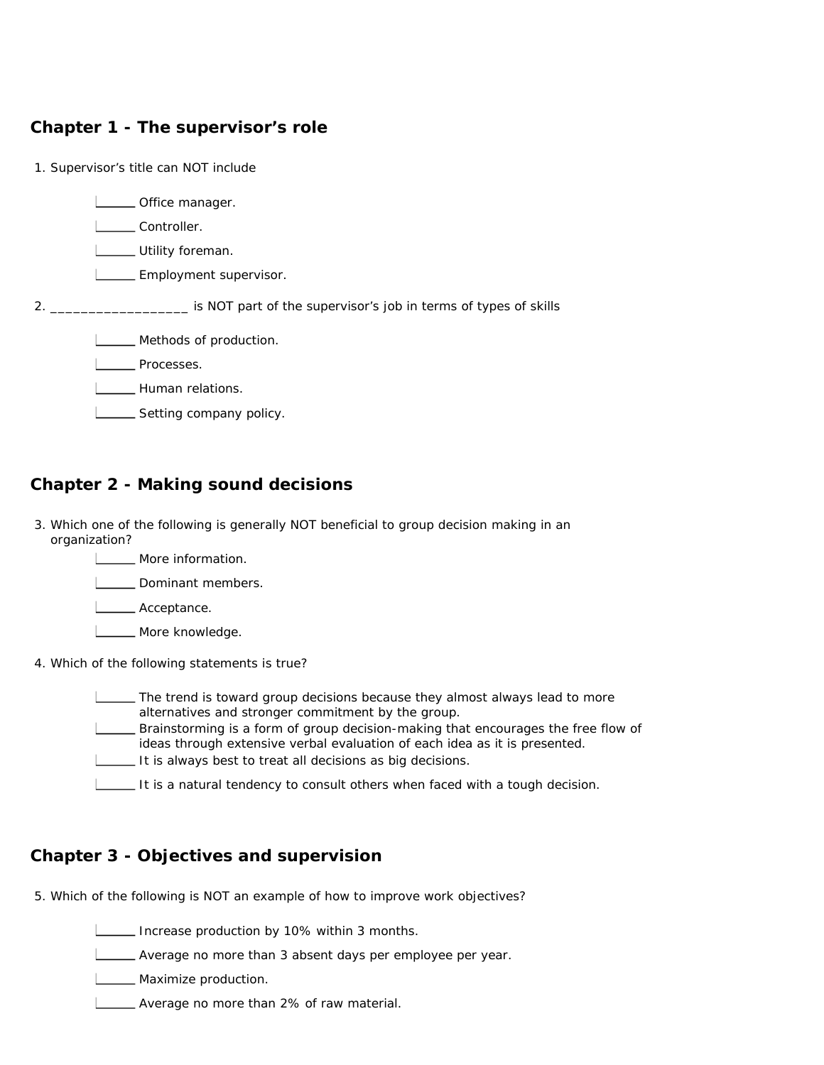## Chapter 1 - The supervisor's role

1. Supervisor's title can NOT include

   ______ Office manager.

   ______ Controller.

   ______ Utility foreman.

   ______ Employment supervisor.

2. __________________ is NOT part of the supervisor's job in terms of types of skills

   ______ Methods of production.

   ______ Processes.

   ______ Human relations.

   ______ Setting company policy.

## Chapter 2 - Making sound decisions

3. Which one of the following is generally NOT beneficial to group decision making in an organization?

   ______ More information.

   ______ Dominant members.

   ______ Acceptance.

   ______ More knowledge.

4. Which of the following statements is true?

   ______ The trend is toward group decisions because they almost always lead to more alternatives and stronger commitment by the group.

   ______ Brainstorming is a form of group decision-making that encourages the free flow of ideas through extensive verbal evaluation of each idea as it is presented.

   ______ It is always best to treat all decisions as big decisions.

   ______ It is a natural tendency to consult others when faced with a tough decision.

## Chapter 3 - Objectives and supervision

5. Which of the following is NOT an example of how to improve work objectives?

   ______ Increase production by 10% within 3 months.

   ______ Average no more than 3 absent days per employee per year.

   ______ Maximize production.

   ______ Average no more than 2% of raw material.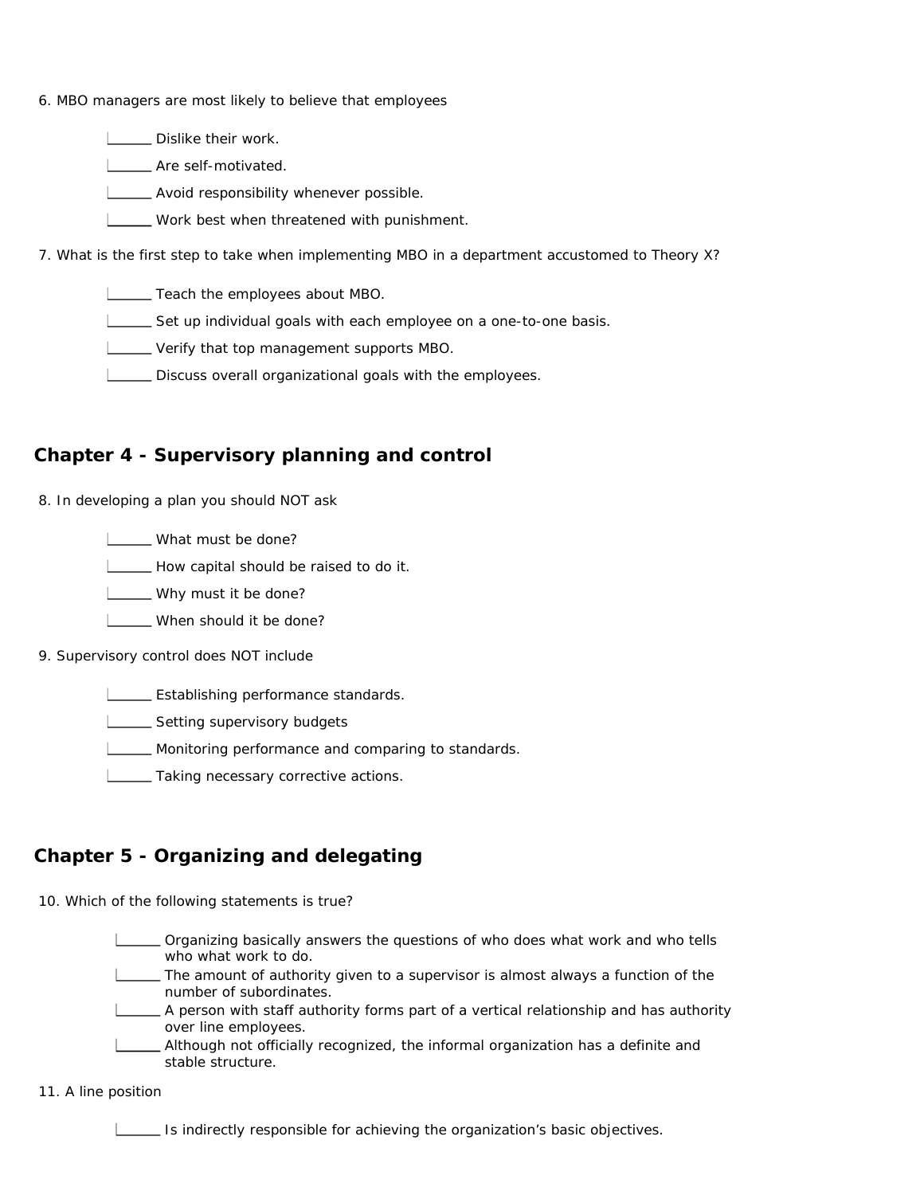6. MBO managers are most likely to believe that employees

- ______ Dislike their work.
- ______ Are self-motivated.
- ______ Avoid responsibility whenever possible.
- ______ Work best when threatened with punishment.

7. What is the first step to take when implementing MBO in a department accustomed to Theory X?

- ______ Teach the employees about MBO.
- ______ Set up individual goals with each employee on a one-to-one basis.
- ______ Verify that top management supports MBO.
- ______ Discuss overall organizational goals with the employees.

## Chapter 4 - Supervisory planning and control

8. In developing a plan you should NOT ask

- ______ What must be done?
- ______ How capital should be raised to do it.
- ______ Why must it be done?
- ______ When should it be done?

9. Supervisory control does NOT include

- ______ Establishing performance standards.
- ______ Setting supervisory budgets
- ______ Monitoring performance and comparing to standards.
- ______ Taking necessary corrective actions.

## Chapter 5 - Organizing and delegating

10. Which of the following statements is true?

- ______ Organizing basically answers the questions of who does what work and who tells who what work to do.
- ______ The amount of authority given to a supervisor is almost always a function of the number of subordinates.
- ______ A person with staff authority forms part of a vertical relationship and has authority over line employees.
- ______ Although not officially recognized, the informal organization has a definite and stable structure.

11. A line position

- ______ Is indirectly responsible for achieving the organization's basic objectives.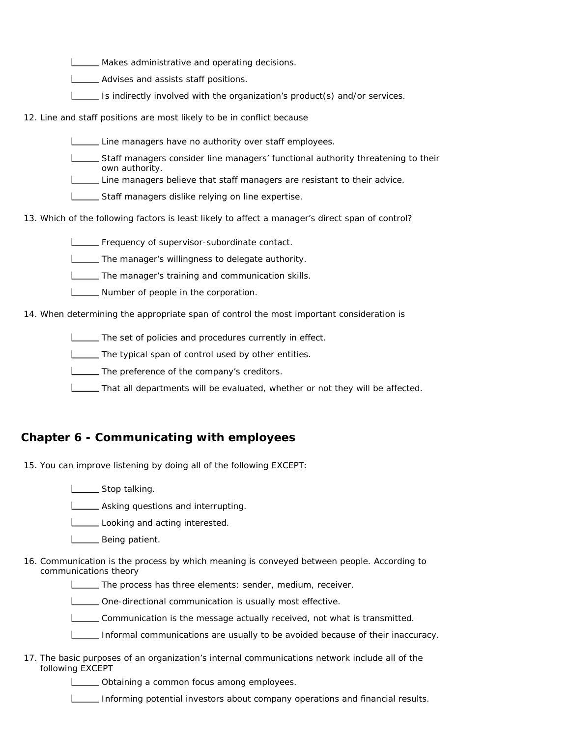- ______ Makes administrative and operating decisions.
- ______ Advises and assists staff positions.
- ______ Is indirectly involved with the organization's product(s) and/or services.

12. Line and staff positions are most likely to be in conflict because

- ______ Line managers have no authority over staff employees.
- ______ Staff managers consider line managers' functional authority threatening to their own authority.
- ______ Line managers believe that staff managers are resistant to their advice.
- ______ Staff managers dislike relying on line expertise.

13. Which of the following factors is least likely to affect a manager's direct span of control?

- ______ Frequency of supervisor-subordinate contact.
- ______ The manager's willingness to delegate authority.
- ______ The manager's training and communication skills.
- ______ Number of people in the corporation.

14. When determining the appropriate span of control the most important consideration is

- ______ The set of policies and procedures currently in effect.
- ______ The typical span of control used by other entities.
- ______ The preference of the company's creditors.
- ______ That all departments will be evaluated, whether or not they will be affected.

## Chapter 6 - Communicating with employees

15. You can improve listening by doing all of the following EXCEPT:

- ______ Stop talking.
- ______ Asking questions and interrupting.
- ______ Looking and acting interested.
- ______ Being patient.

16. Communication is the process by which meaning is conveyed between people. According to communications theory

- ______ The process has three elements: sender, medium, receiver.
- ______ One-directional communication is usually most effective.
- ______ Communication is the message actually received, not what is transmitted.
- ______ Informal communications are usually to be avoided because of their inaccuracy.

17. The basic purposes of an organization's internal communications network include all of the following EXCEPT

- ______ Obtaining a common focus among employees.
- ______ Informing potential investors about company operations and financial results.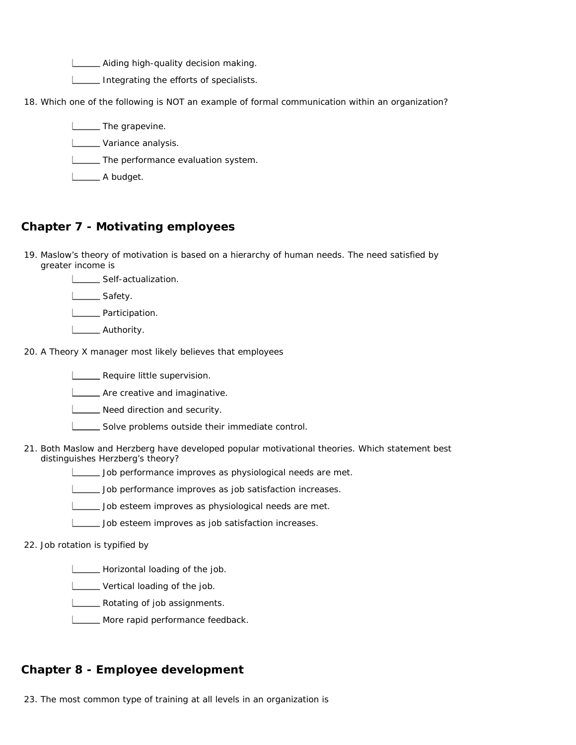- [ ] Aiding high-quality decision making.
- [ ] Integrating the efforts of specialists.

18. Which one of the following is NOT an example of formal communication within an organization?

- [ ] The grapevine.
- [ ] Variance analysis.
- [ ] The performance evaluation system.
- [ ] A budget.

## Chapter 7 - Motivating employees

19. Maslow's theory of motivation is based on a hierarchy of human needs. The need satisfied by greater income is

- [ ] Self-actualization.
- [ ] Safety.
- [ ] Participation.
- [ ] Authority.

20. A Theory X manager most likely believes that employees

- [ ] Require little supervision.
- [ ] Are creative and imaginative.
- [ ] Need direction and security.
- [ ] Solve problems outside their immediate control.

21. Both Maslow and Herzberg have developed popular motivational theories. Which statement best distinguishes Herzberg's theory?

- [ ] Job performance improves as physiological needs are met.
- [ ] Job performance improves as job satisfaction increases.
- [ ] Job esteem improves as physiological needs are met.
- [ ] Job esteem improves as job satisfaction increases.

22. Job rotation is typified by

- [ ] Horizontal loading of the job.
- [ ] Vertical loading of the job.
- [ ] Rotating of job assignments.
- [ ] More rapid performance feedback.

## Chapter 8 - Employee development

23. The most common type of training at all levels in an organization is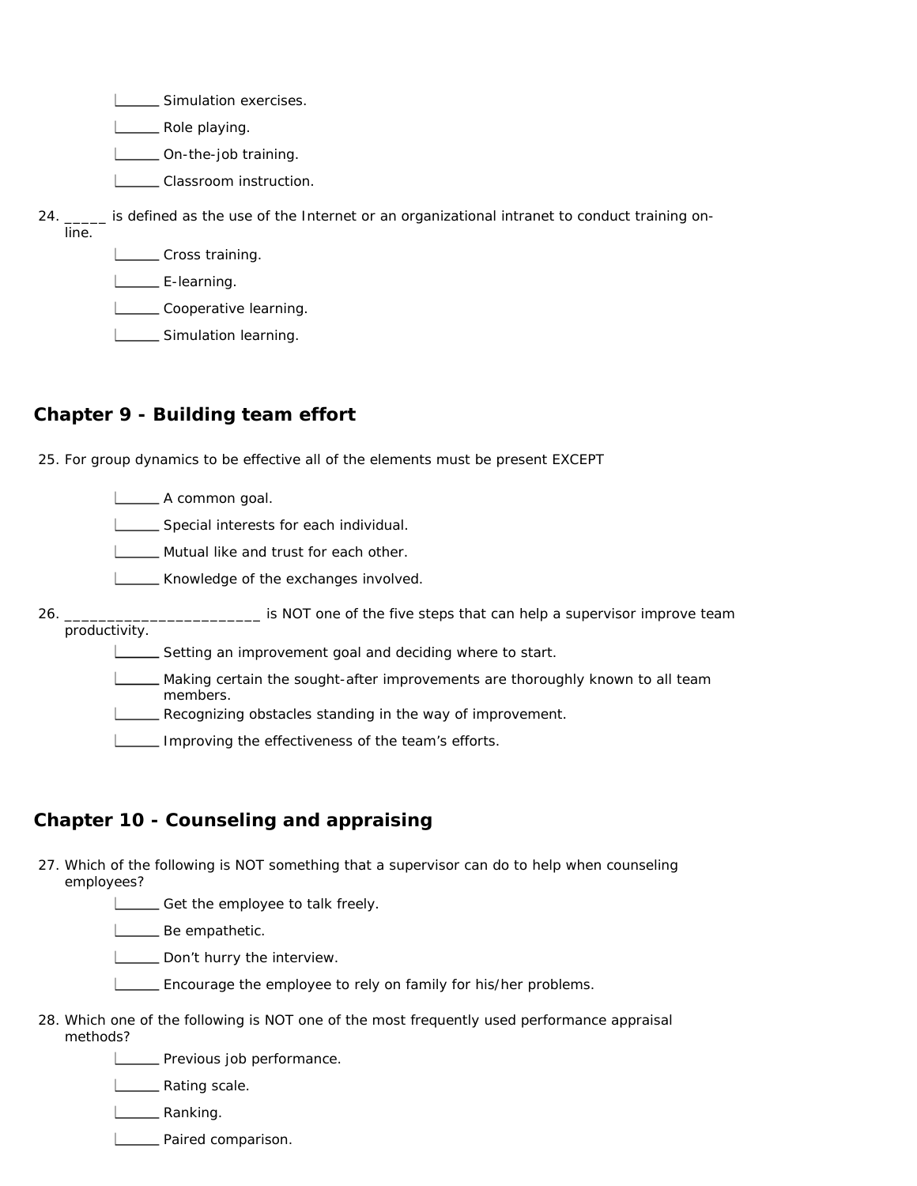- ______ Simulation exercises.
- ______ Role playing.
- ______ On-the-job training.
- ______ Classroom instruction.

24. _____ is defined as the use of the Internet or an organizational intranet to conduct training on-line.
    - ______ Cross training.
    - ______ E-learning.
    - ______ Cooperative learning.
    - ______ Simulation learning.

## Chapter 9 - Building team effort

25. For group dynamics to be effective all of the elements must be present EXCEPT
    - ______ A common goal.
    - ______ Special interests for each individual.
    - ______ Mutual like and trust for each other.
    - ______ Knowledge of the exchanges involved.

26. ________________________ is NOT one of the five steps that can help a supervisor improve team productivity.
    - ______ Setting an improvement goal and deciding where to start.
    - ______ Making certain the sought-after improvements are thoroughly known to all team members.
    - ______ Recognizing obstacles standing in the way of improvement.
    - ______ Improving the effectiveness of the team's efforts.

## Chapter 10 - Counseling and appraising

27. Which of the following is NOT something that a supervisor can do to help when counseling employees?
    - ______ Get the employee to talk freely.
    - ______ Be empathetic.
    - ______ Don't hurry the interview.
    - ______ Encourage the employee to rely on family for his/her problems.

28. Which one of the following is NOT one of the most frequently used performance appraisal methods?
    - ______ Previous job performance.
    - ______ Rating scale.
    - ______ Ranking.
    - ______ Paired comparison.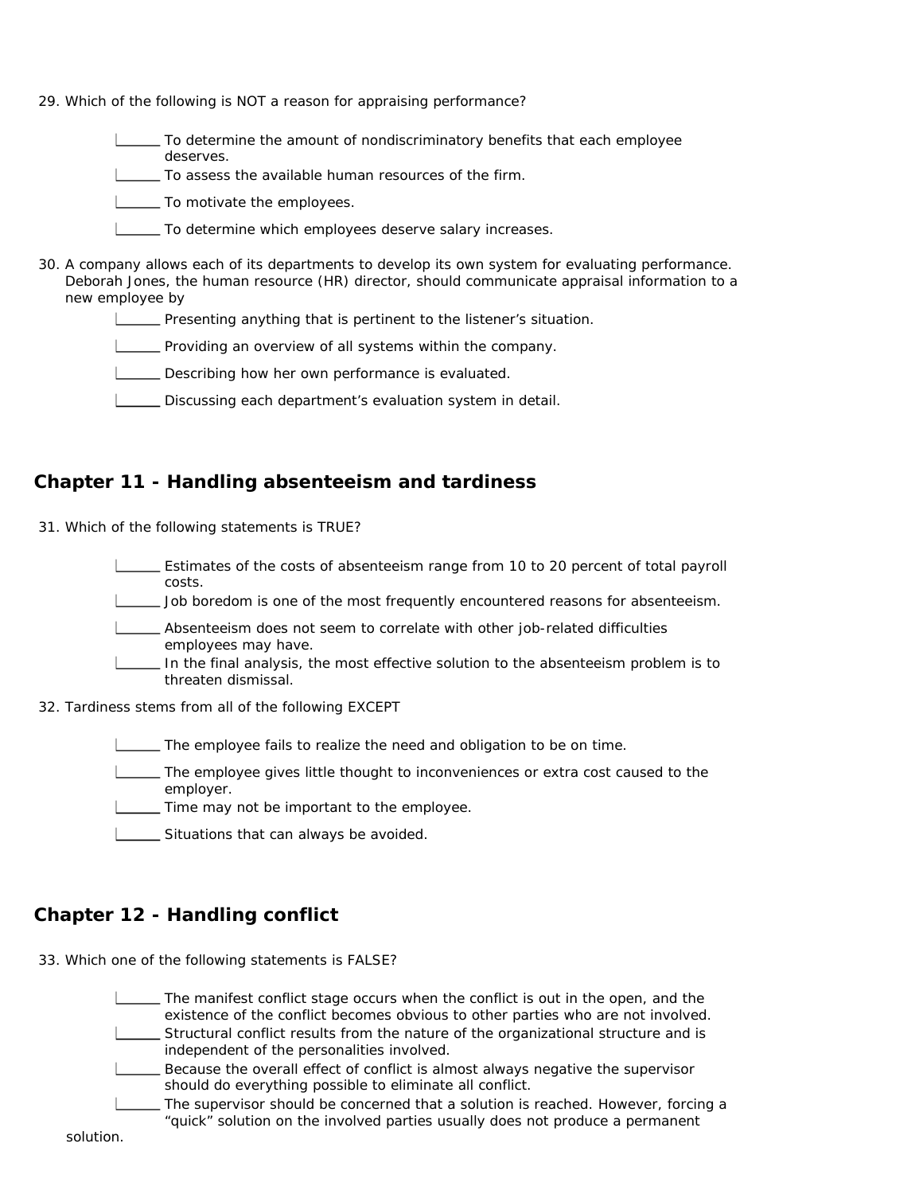29. Which of the following is NOT a reason for appraising performance?

    ______ To determine the amount of nondiscriminatory benefits that each employee deserves.
    ______ To assess the available human resources of the firm.
    ______ To motivate the employees.
    ______ To determine which employees deserve salary increases.

30. A company allows each of its departments to develop its own system for evaluating performance. Deborah Jones, the human resource (HR) director, should communicate appraisal information to a new employee by

    ______ Presenting anything that is pertinent to the listener's situation.
    ______ Providing an overview of all systems within the company.
    ______ Describing how her own performance is evaluated.
    ______ Discussing each department's evaluation system in detail.

## Chapter 11 - Handling absenteeism and tardiness

31. Which of the following statements is TRUE?

    ______ Estimates of the costs of absenteeism range from 10 to 20 percent of total payroll costs.
    ______ Job boredom is one of the most frequently encountered reasons for absenteeism.
    ______ Absenteeism does not seem to correlate with other job-related difficulties employees may have.
    ______ In the final analysis, the most effective solution to the absenteeism problem is to threaten dismissal.

32. Tardiness stems from all of the following EXCEPT

    ______ The employee fails to realize the need and obligation to be on time.
    ______ The employee gives little thought to inconveniences or extra cost caused to the employer.
    ______ Time may not be important to the employee.
    ______ Situations that can always be avoided.

## Chapter 12 - Handling conflict

33. Which one of the following statements is FALSE?

    ______ The manifest conflict stage occurs when the conflict is out in the open, and the existence of the conflict becomes obvious to other parties who are not involved.
    ______ Structural conflict results from the nature of the organizational structure and is independent of the personalities involved.
    ______ Because the overall effect of conflict is almost always negative the supervisor should do everything possible to eliminate all conflict.
    ______ The supervisor should be concerned that a solution is reached. However, forcing a "quick" solution on the involved parties usually does not produce a permanent solution.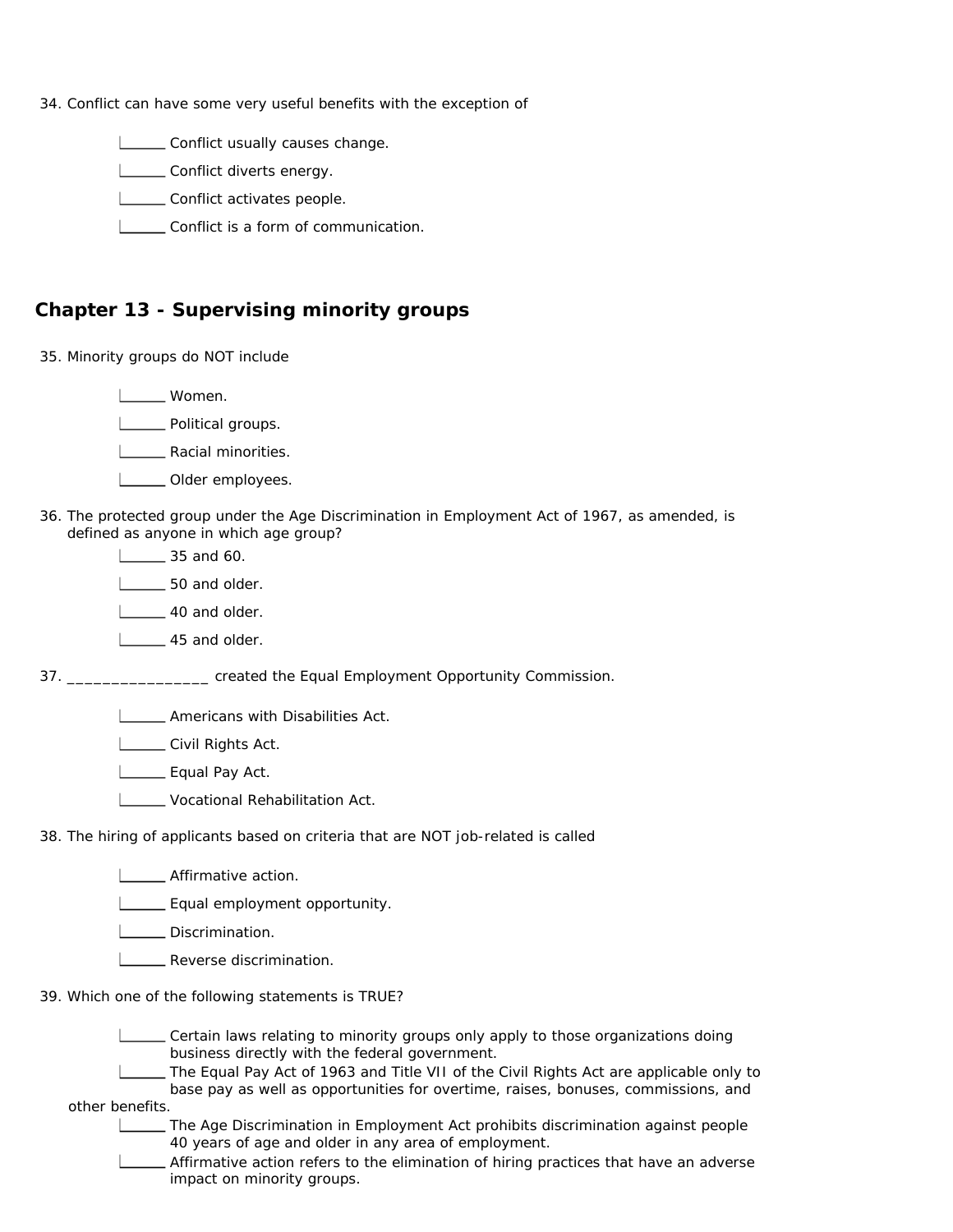34. Conflict can have some very useful benefits with the exception of

- ______ Conflict usually causes change.
- ______ Conflict diverts energy.
- ______ Conflict activates people.
- ______ Conflict is a form of communication.

## Chapter 13 - Supervising minority groups

35. Minority groups do NOT include

- ______ Women.
- ______ Political groups.
- ______ Racial minorities.
- ______ Older employees.

36. The protected group under the Age Discrimination in Employment Act of 1967, as amended, is defined as anyone in which age group?

- ______ 35 and 60.
- ______ 50 and older.
- ______ 40 and older.
- ______ 45 and older.

37. ________________ created the Equal Employment Opportunity Commission.

- ______ Americans with Disabilities Act.
- ______ Civil Rights Act.
- ______ Equal Pay Act.
- ______ Vocational Rehabilitation Act.

38. The hiring of applicants based on criteria that are NOT job-related is called

- ______ Affirmative action.
- ______ Equal employment opportunity.
- ______ Discrimination.
- ______ Reverse discrimination.

39. Which one of the following statements is TRUE?

- ______ Certain laws relating to minority groups only apply to those organizations doing business directly with the federal government.
- ______ The Equal Pay Act of 1963 and Title VII of the Civil Rights Act are applicable only to base pay as well as opportunities for overtime, raises, bonuses, commissions, and other benefits.
- ______ The Age Discrimination in Employment Act prohibits discrimination against people 40 years of age and older in any area of employment.
- ______ Affirmative action refers to the elimination of hiring practices that have an adverse impact on minority groups.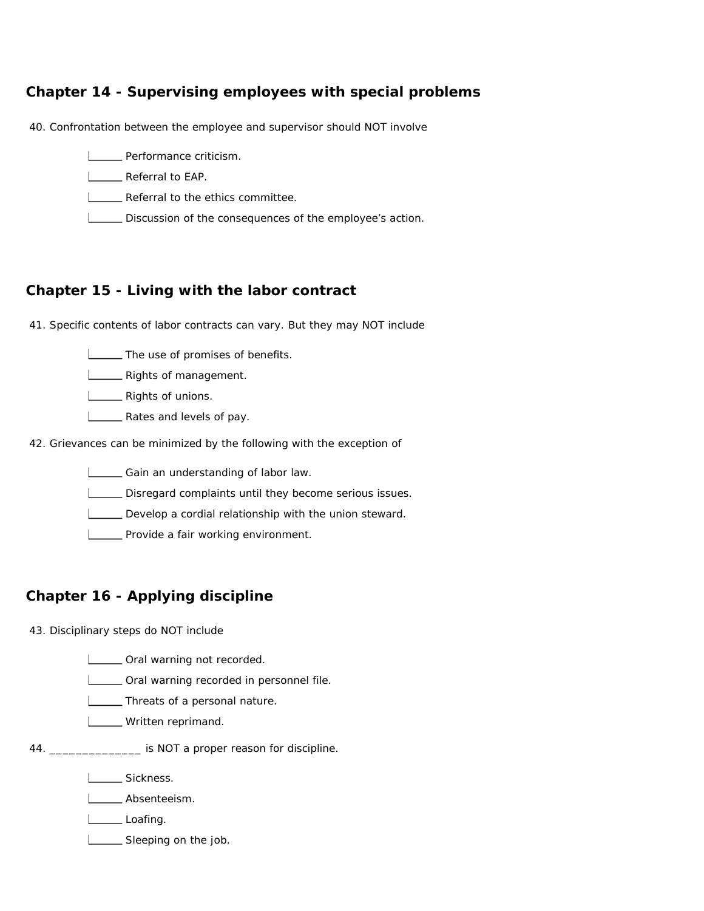## Chapter 14 - Supervising employees with special problems

40. Confrontation between the employee and supervisor should NOT involve

- ______ Performance criticism.
- ______ Referral to EAP.
- ______ Referral to the ethics committee.
- ______ Discussion of the consequences of the employee's action.

## Chapter 15 - Living with the labor contract

41. Specific contents of labor contracts can vary. But they may NOT include

- ______ The use of promises of benefits.
- ______ Rights of management.
- ______ Rights of unions.
- ______ Rates and levels of pay.

42. Grievances can be minimized by the following with the exception of

- ______ Gain an understanding of labor law.
- ______ Disregard complaints until they become serious issues.
- ______ Develop a cordial relationship with the union steward.
- ______ Provide a fair working environment.

## Chapter 16 - Applying discipline

43. Disciplinary steps do NOT include

- ______ Oral warning not recorded.
- ______ Oral warning recorded in personnel file.
- ______ Threats of a personal nature.
- ______ Written reprimand.

44. ______________ is NOT a proper reason for discipline.

- ______ Sickness.
- ______ Absenteeism.
- ______ Loafing.
- ______ Sleeping on the job.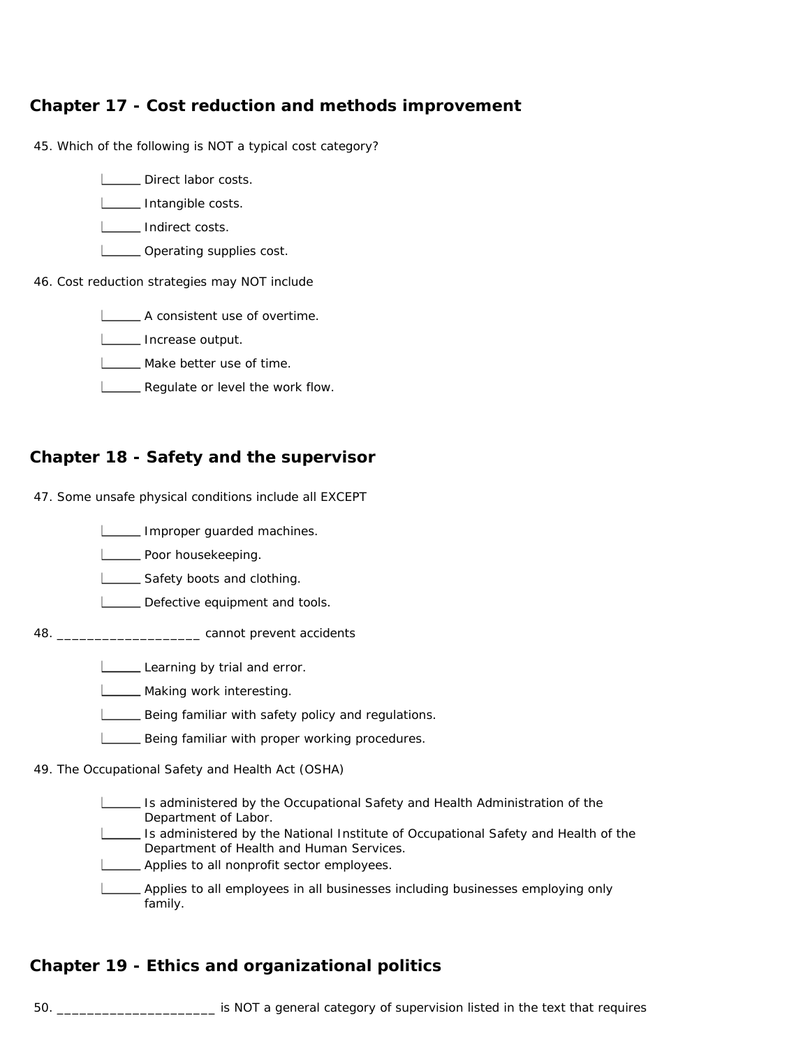## Chapter 17 - Cost reduction and methods improvement

45. Which of the following is NOT a typical cost category?

- ______ Direct labor costs.
- ______ Intangible costs.
- ______ Indirect costs.
- ______ Operating supplies cost.

46. Cost reduction strategies may NOT include

- ______ A consistent use of overtime.
- ______ Increase output.
- ______ Make better use of time.
- ______ Regulate or level the work flow.

## Chapter 18 - Safety and the supervisor

47. Some unsafe physical conditions include all EXCEPT

- ______ Improper guarded machines.
- ______ Poor housekeeping.
- ______ Safety boots and clothing.
- ______ Defective equipment and tools.

48. ___________________ cannot prevent accidents

- ______ Learning by trial and error.
- ______ Making work interesting.
- ______ Being familiar with safety policy and regulations.
- ______ Being familiar with proper working procedures.

49. The Occupational Safety and Health Act (OSHA)

- ______ Is administered by the Occupational Safety and Health Administration of the Department of Labor.
- ______ Is administered by the National Institute of Occupational Safety and Health of the Department of Health and Human Services.
- ______ Applies to all nonprofit sector employees.
- ______ Applies to all employees in all businesses including businesses employing only family.

## Chapter 19 - Ethics and organizational politics

50. _____________________ is NOT a general category of supervision listed in the text that requires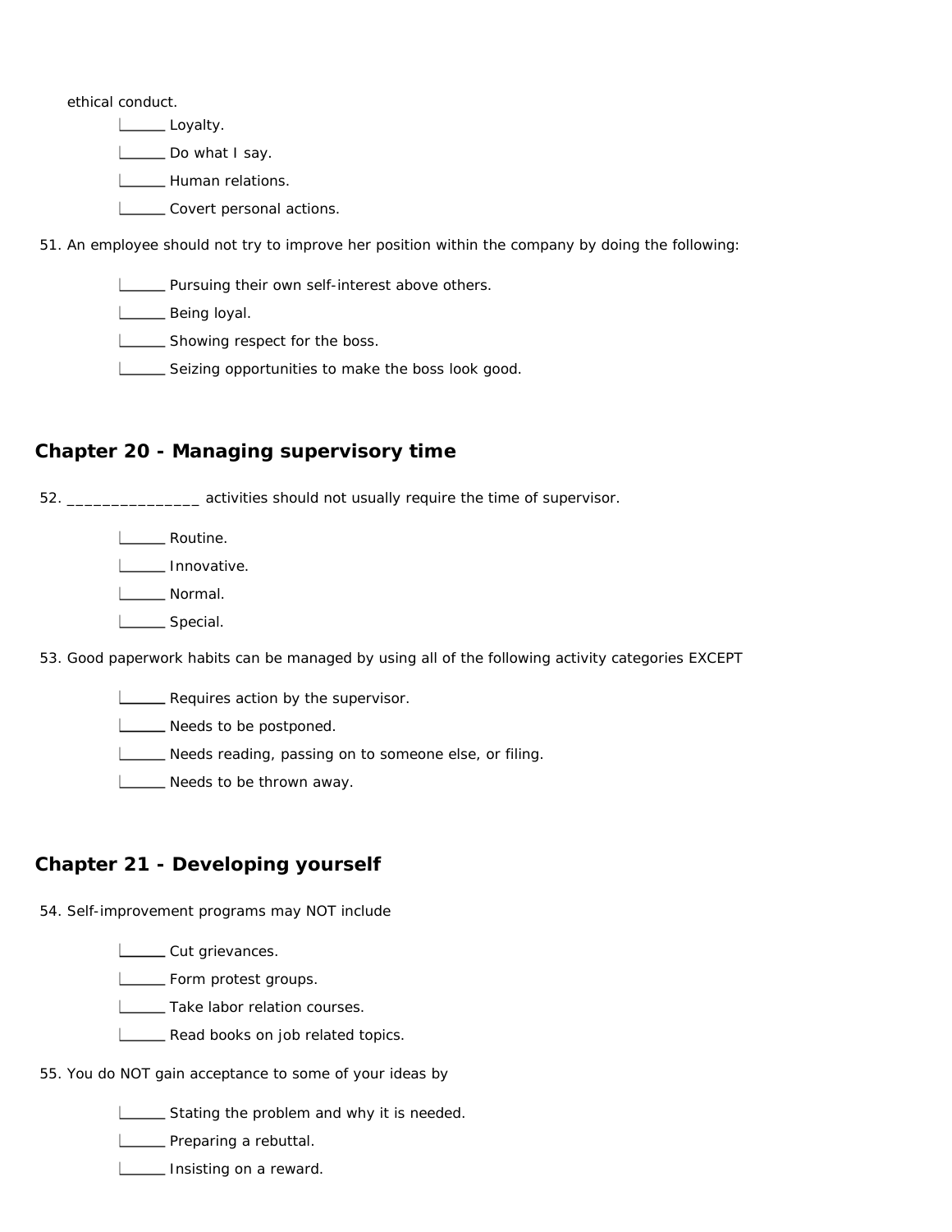ethical conduct.

- ______ Loyalty.
- ______ Do what I say.
- ______ Human relations.
- ______ Covert personal actions.

51. An employee should not try to improve her position within the company by doing the following:

- ______ Pursuing their own self-interest above others.
- ______ Being loyal.
- ______ Showing respect for the boss.
- ______ Seizing opportunities to make the boss look good.

## Chapter 20 - Managing supervisory time

52. _______________ activities should not usually require the time of supervisor.

- ______ Routine.
- ______ Innovative.
- ______ Normal.
- ______ Special.

53. Good paperwork habits can be managed by using all of the following activity categories EXCEPT

- ______ Requires action by the supervisor.
- ______ Needs to be postponed.
- ______ Needs reading, passing on to someone else, or filing.
- ______ Needs to be thrown away.

## Chapter 21 - Developing yourself

54. Self-improvement programs may NOT include

- ______ Cut grievances.
- ______ Form protest groups.
- ______ Take labor relation courses.
- ______ Read books on job related topics.

55. You do NOT gain acceptance to some of your ideas by

- ______ Stating the problem and why it is needed.
- ______ Preparing a rebuttal.
- ______ Insisting on a reward.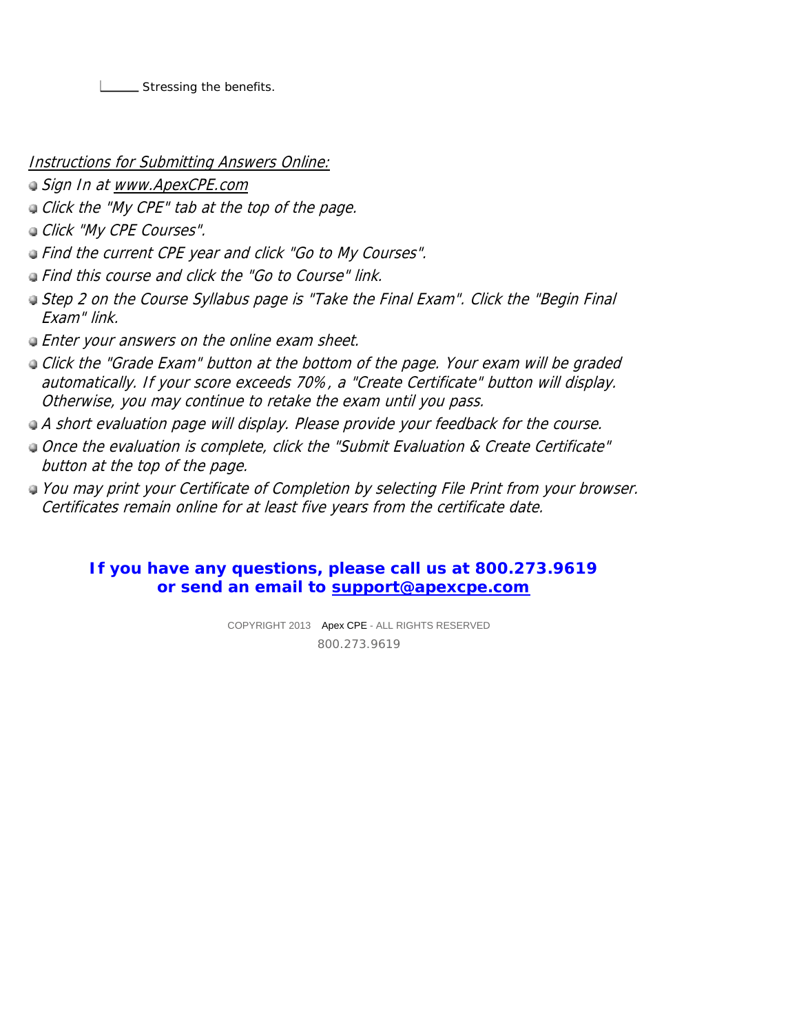_____ Stressing the benefits.

*Instructions for Submitting Answers Online:*

- *Sign In at www.ApexCPE.com*
- *Click the "My CPE" tab at the top of the page.*
- *Click "My CPE Courses".*
- *Find the current CPE year and click "Go to My Courses".*
- *Find this course and click the "Go to Course" link.*
- *Step 2 on the Course Syllabus page is "Take the Final Exam". Click the "Begin Final Exam" link.*
- *Enter your answers on the online exam sheet.*
- *Click the "Grade Exam" button at the bottom of the page. Your exam will be graded automatically. If your score exceeds 70%, a "Create Certificate" button will display. Otherwise, you may continue to retake the exam until you pass.*
- *A short evaluation page will display. Please provide your feedback for the course.*
- *Once the evaluation is complete, click the "Submit Evaluation & Create Certificate" button at the top of the page.*
- *You may print your Certificate of Completion by selecting File Print from your browser. Certificates remain online for at least five years from the certificate date.*

**If you have any questions, please call us at 800.273.9619 or send an email to support@apexcpe.com**

COPYRIGHT 2013 Apex CPE - ALL RIGHTS RESERVED

800.273.9619